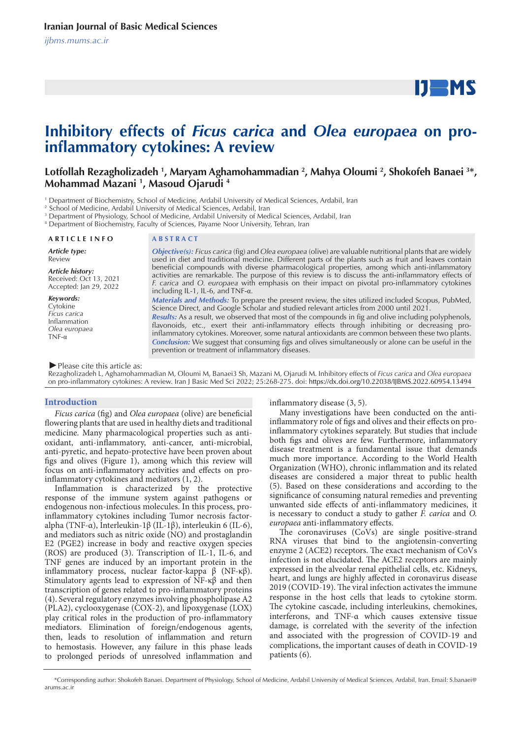# Inhibitory effects of *Ficus carica* and *Olea europaea* on pro-inflammatory cytokines: A review

**Lotfollah Rezagholizadeh [1], Maryam Aghamohammadian [2], Mahya Oloumi [2], Shokofeh Banaei [3]*, Mohammad Mazani [1], Masoud Ojarudi [4]**

[1] Department of Biochemistry, School of Medicine, Ardabil University of Medical Sciences, Ardabil, Iran
[2] School of Medicine, Ardabil University of Medical Sciences, Ardabil, Iran
[3] Department of Physiology, School of Medicine, Ardabil University of Medical Sciences, Ardabil, Iran
[4] Department of Biochemistry, Faculty of Sciences, Payame Noor University, Tehran, Iran

**ARTICLE INFO**

***Article type:***
Review

***Article history:***
Received: Oct 13, 2021
Accepted: Jan 29, 2022

***Keywords:***
Cytokine
*Ficus carica*
Inflammation
*Olea europaea*
TNF-α

**ABSTRACT**

***Objective(s):*** *Ficus carica* (fig) and *Olea europaea* (olive) are valuable nutritional plants that are widely used in diet and traditional medicine. Different parts of the plants such as fruit and leaves contain beneficial compounds with diverse pharmacological properties, among which anti-inflammatory activities are remarkable. The purpose of this review is to discuss the anti-inflammatory effects of *F. carica* and *O. europaea* with emphasis on their impact on pivotal pro-inflammatory cytokines including IL-1, IL-6, and TNF-α.

***Materials and Methods:*** To prepare the present review, the sites utilized included Scopus, PubMed, Science Direct, and Google Scholar and studied relevant articles from 2000 until 2021.

***Results:*** As a result, we observed that most of the compounds in fig and olive including polyphenols, flavonoids, etc., exert their anti-inflammatory effects through inhibiting or decreasing pro-inflammatory cytokines. Moreover, some natural antioxidants are common between these two plants.

***Conclusion:*** We suggest that consuming figs and olives simultaneously or alone can be useful in the prevention or treatment of inflammatory diseases.

►Please cite this article as:
Rezagholizadeh L, Aghamohammadian M, Oloumi M, Banaei3 Sh, Mazani M, Ojarudi M. Inhibitory effects of *Ficus carica* and *Olea europaea* on pro-inflammatory cytokines: A review. Iran J Basic Med Sci 2022; 25:268-275. doi: https://dx.doi.org/10.22038/IJBMS.2022.60954.13494

## Introduction

*Ficus carica* (fig) and *Olea europaea* (olive) are beneficial flowering plants that are used in healthy diets and traditional medicine. Many pharmacological properties such as anti-oxidant, anti-inflammatory, anti-cancer, anti-microbial, anti-pyretic, and hepato-protective have been proven about figs and olives (Figure 1), among which this review will focus on anti-inflammatory activities and effects on pro-inflammatory cytokines and mediators (1, 2).

Inflammation is characterized by the protective response of the immune system against pathogens or endogenous non-infectious molecules. In this process, pro-inflammatory cytokines including Tumor necrosis factor-alpha (TNF-α), Interleukin-1β (IL-1β), interleukin 6 (IL-6), and mediators such as nitric oxide (NO) and prostaglandin E2 (PGE2) increase in body and reactive oxygen species (ROS) are produced (3). Transcription of IL-1, IL-6, and TNF genes are induced by an important protein in the inflammatory process, nuclear factor-kappa β (NF-κβ). Stimulatory agents lead to expression of NF-κβ and then transcription of genes related to pro-inflammatory proteins (4). Several regulatory enzymes involving phospholipase A2 (PLA2), cyclooxygenase (COX-2), and lipoxygenase (LOX) play critical roles in the production of pro-inflammatory mediators. Elimination of foreign/endogenous agents, then, leads to resolution of inflammation and return to hemostasis. However, any failure in this phase leads to prolonged periods of unresolved inflammation and inflammatory disease (3, 5).

Many investigations have been conducted on the anti-inflammatory role of figs and olives and their effects on pro-inflammatory cytokines separately. But studies that include both figs and olives are few. Furthermore, inflammatory disease treatment is a fundamental issue that demands much more importance. According to the World Health Organization (WHO), chronic inflammation and its related diseases are considered a major threat to public health (5). Based on these considerations and according to the significance of consuming natural remedies and preventing unwanted side effects of anti-inflammatory medicines, it is necessary to conduct a study to gather *F. carica* and *O. europaea* anti-inflammatory effects.

The coronaviruses (CoVs) are single positive-strand RNA viruses that bind to the angiotensin-converting enzyme 2 (ACE2) receptors. The exact mechanism of CoVs infection is not elucidated. The ACE2 receptors are mainly expressed in the alveolar renal epithelial cells, etc. Kidneys, heart, and lungs are highly affected in coronavirus disease 2019 (COVID-19). The viral infection activates the immune response in the host cells that leads to cytokine storm. The cytokine cascade, including interleukins, chemokines, interferons, and TNF-α which causes extensive tissue damage, is correlated with the severity of the infection and associated with the progression of COVID-19 and complications, the important causes of death in COVID-19 patients (6).

*Corresponding author: Shokofeh Banaei. Department of Physiology, School of Medicine, Ardabil University of Medical Sciences, Ardabil, Iran. Email: S.banaei@arums.ac.ir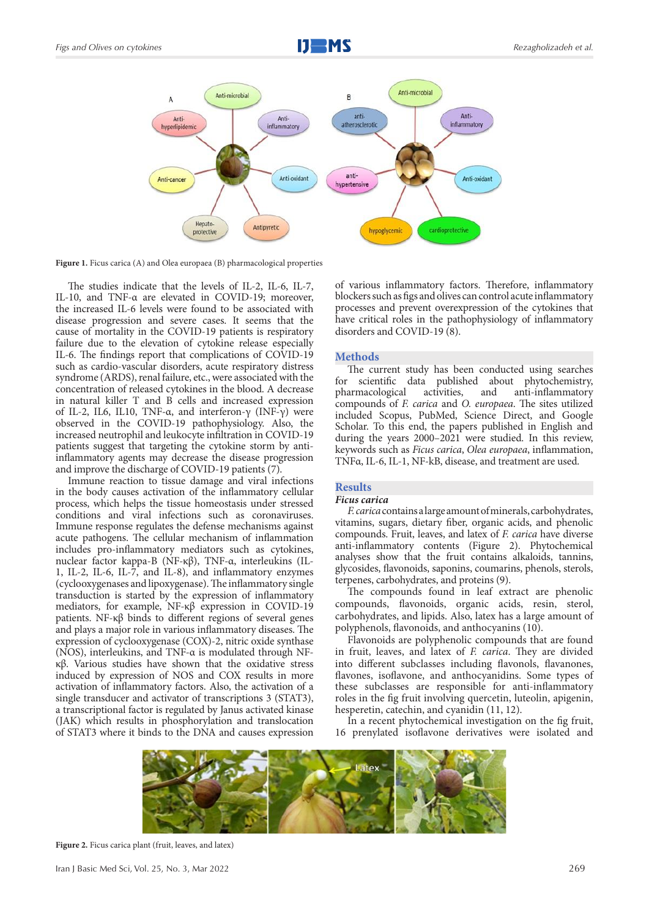**Figure 1.** Ficus carica (A) and Olea europaea (B) pharmacological properties

The studies indicate that the levels of IL-2, IL-6, IL-7, IL-10, and TNF-α are elevated in COVID-19; moreover, the increased IL-6 levels were found to be associated with disease progression and severe cases. It seems that the cause of mortality in the COVID-19 patients is respiratory failure due to the elevation of cytokine release especially IL-6. The findings report that complications of COVID-19 such as cardio-vascular disorders, acute respiratory distress syndrome (ARDS), renal failure, etc., were associated with the concentration of released cytokines in the blood. A decrease in natural killer T and B cells and increased expression of IL-2, IL6, IL10, TNF-α, and interferon-γ (INF-γ) were observed in the COVID-19 pathophysiology. Also, the increased neutrophil and leukocyte infiltration in COVID-19 patients suggest that targeting the cytokine storm by anti-inflammatory agents may decrease the disease progression and improve the discharge of COVID-19 patients (7).

Immune reaction to tissue damage and viral infections in the body causes activation of the inflammatory cellular process, which helps the tissue homeostasis under stressed conditions and viral infections such as coronaviruses. Immune response regulates the defense mechanisms against acute pathogens. The cellular mechanism of inflammation includes pro-inflammatory mediators such as cytokines, nuclear factor kappa-B (NF-κβ), TNF-α, interleukins (IL-1, IL-2, IL-6, IL-7, and IL-8), and inflammatory enzymes (cyclooxygenases and lipoxygenase). The inflammatory single transduction is started by the expression of inflammatory mediators, for example, NF-κβ expression in COVID-19 patients. NF-κβ binds to different regions of several genes and plays a major role in various inflammatory diseases. The expression of cyclooxygenase (COX)-2, nitric oxide synthase (NOS), interleukins, and TNF-α is modulated through NF-κβ. Various studies have shown that the oxidative stress induced by expression of NOS and COX results in more activation of inflammatory factors. Also, the activation of a single transducer and activator of transcriptions 3 (STAT3), a transcriptional factor is regulated by Janus activated kinase (JAK) which results in phosphorylation and translocation of STAT3 where it binds to the DNA and causes expression of various inflammatory factors. Therefore, inflammatory blockers such as figs and olives can control acute inflammatory processes and prevent overexpression of the cytokines that have critical roles in the pathophysiology of inflammatory disorders and COVID-19 (8).

## Methods

The current study has been conducted using searches for scientific data published about phytochemistry, pharmacological activities, and anti-inflammatory compounds of *F. carica* and *O. europaea*. The sites utilized included Scopus, PubMed, Science Direct, and Google Scholar. To this end, the papers published in English and during the years 2000–2021 were studied. In this review, keywords such as *Ficus carica*, *Olea europaea*, inflammation, TNFα, IL-6, IL-1, NF-kB, disease, and treatment are used.

## Results

### *Ficus carica*

*F. carica* contains a large amount of minerals, carbohydrates, vitamins, sugars, dietary fiber, organic acids, and phenolic compounds. Fruit, leaves, and latex of *F. carica* have diverse anti-inflammatory contents (Figure 2). Phytochemical analyses show that the fruit contains alkaloids, tannins, glycosides, flavonoids, saponins, coumarins, phenols, sterols, terpenes, carbohydrates, and proteins (9).

The compounds found in leaf extract are phenolic compounds, flavonoids, organic acids, resin, sterol, carbohydrates, and lipids. Also, latex has a large amount of polyphenols, flavonoids, and anthocyanins (10).

Flavonoids are polyphenolic compounds that are found in fruit, leaves, and latex of *F. carica*. They are divided into different subclasses including flavonols, flavanones, flavones, isoflavone, and anthocyanidins. Some types of these subclasses are responsible for anti-inflammatory roles in the fig fruit involving quercetin, luteolin, apigenin, hesperetin, catechin, and cyanidin (11, 12).

In a recent phytochemical investigation on the fig fruit, 16 prenylated isoflavone derivatives were isolated and

**Figure 2.** Ficus carica plant (fruit, leaves, and latex)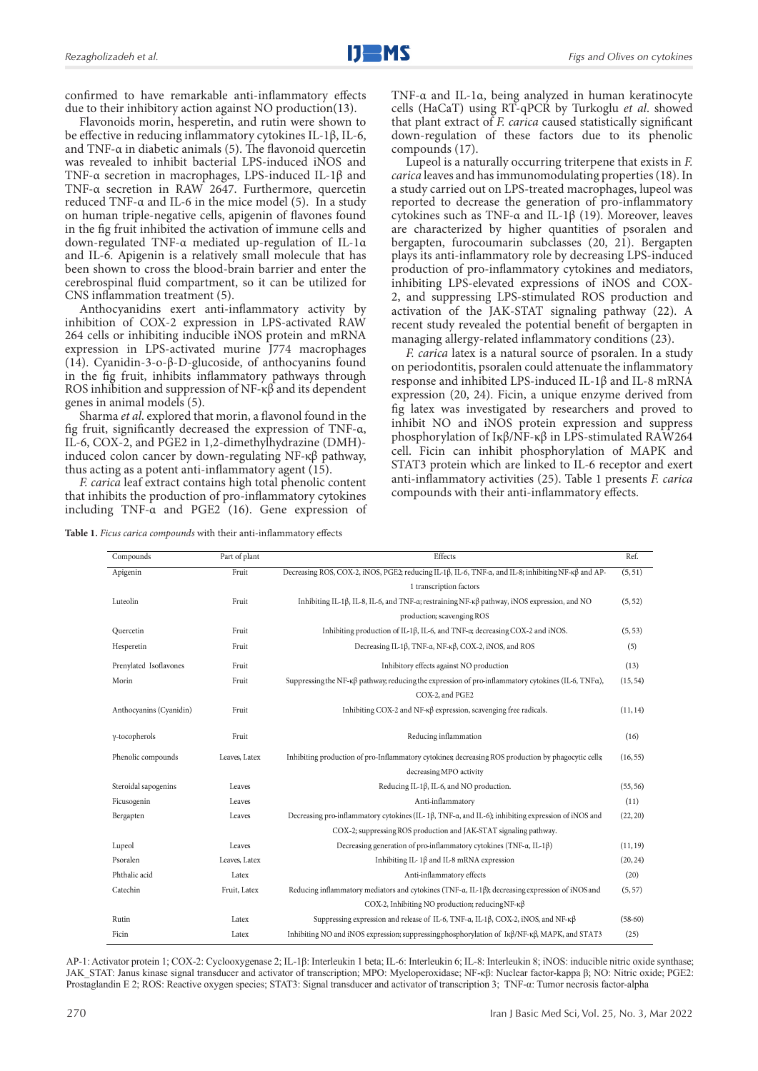confirmed to have remarkable anti-inflammatory effects due to their inhibitory action against NO production(13).

Flavonoids morin, hesperetin, and rutin were shown to be effective in reducing inflammatory cytokines IL-1β, IL-6, and TNF-α in diabetic animals (5). The flavonoid quercetin was revealed to inhibit bacterial LPS-induced iNOS and TNF-α secretion in macrophages, LPS-induced IL-1β and TNF-α secretion in RAW 2647. Furthermore, quercetin reduced TNF-α and IL-6 in the mice model (5). In a study on human triple-negative cells, apigenin of flavones found in the fig fruit inhibited the activation of immune cells and down-regulated TNF-α mediated up-regulation of IL-1α and IL-6. Apigenin is a relatively small molecule that has been shown to cross the blood-brain barrier and enter the cerebrospinal fluid compartment, so it can be utilized for CNS inflammation treatment (5).

Anthocyanidins exert anti-inflammatory activity by inhibition of COX-2 expression in LPS-activated RAW 264 cells or inhibiting inducible iNOS protein and mRNA expression in LPS-activated murine J774 macrophages (14). Cyanidin-3-o-β-D-glucoside, of anthocyanins found in the fig fruit, inhibits inflammatory pathways through ROS inhibition and suppression of NF-κβ and its dependent genes in animal models (5).

Sharma *et al*. explored that morin, a flavonol found in the fig fruit, significantly decreased the expression of TNF-α, IL-6, COX-2, and PGE2 in 1,2-dimethylhydrazine (DMH)-induced colon cancer by down-regulating NF-κβ pathway, thus acting as a potent anti-inflammatory agent (15).

*F. carica* leaf extract contains high total phenolic content that inhibits the production of pro-inflammatory cytokines including TNF-α and PGE2 (16). Gene expression of TNF-α and IL-1α, being analyzed in human keratinocyte cells (HaCaT) using RT-qPCR by Turkoglu *et al*. showed that plant extract of *F. carica* caused statistically significant down-regulation of these factors due to its phenolic compounds (17).

Lupeol is a naturally occurring triterpene that exists in *F. carica* leaves and has immunomodulating properties (18). In a study carried out on LPS-treated macrophages, lupeol was reported to decrease the generation of pro-inflammatory cytokines such as TNF-α and IL-1β (19). Moreover, leaves are characterized by higher quantities of psoralen and bergapten, furocoumarin subclasses (20, 21). Bergapten plays its anti-inflammatory role by decreasing LPS-induced production of pro-inflammatory cytokines and mediators, inhibiting LPS-elevated expressions of iNOS and COX-2, and suppressing LPS-stimulated ROS production and activation of the JAK-STAT signaling pathway (22). A recent study revealed the potential benefit of bergapten in managing allergy-related inflammatory conditions (23).

*F. carica* latex is a natural source of psoralen. In a study on periodontitis, psoralen could attenuate the inflammatory response and inhibited LPS-induced IL-1β and IL-8 mRNA expression (20, 24). Ficin, a unique enzyme derived from fig latex was investigated by researchers and proved to inhibit NO and iNOS protein expression and suppress phosphorylation of Iκβ/NF-κβ in LPS-stimulated RAW264 cell. Ficin can inhibit phosphorylation of MAPK and STAT3 protein which are linked to IL-6 receptor and exert anti-inflammatory activities (25). Table 1 presents *F. carica* compounds with their anti-inflammatory effects.

**Table 1.** *Ficus carica compounds* with their anti-inflammatory effects

| Compounds | Part of plant | Effects | Ref. |
|---|---|---|---|
| Apigenin | Fruit | Decreasing ROS, COX-2, iNOS, PGE2; reducing IL-1β, IL-6, TNF-α, and IL-8; inhibiting NF-κβ and AP-1 transcription factors | (5, 51) |
| Luteolin | Fruit | Inhibiting IL-1β, IL-8, IL-6, and TNF-α; restraining NF-κβ pathway, iNOS expression, and NO production; scavenging ROS | (5, 52) |
| Quercetin | Fruit | Inhibiting production of IL-1β, IL-6, and TNF-α; decreasing COX-2 and iNOS. | (5, 53) |
| Hesperetin | Fruit | Decreasing IL-1β, TNF-α, NF-κβ, COX-2, iNOS, and ROS | (5) |
| Prenylated Isoflavones | Fruit | Inhibitory effects against NO production | (13) |
| Morin | Fruit | Suppressing the NF-κβ pathway; reducing the expression of pro-inflammatory cytokines (IL-6, TNFα), COX-2, and PGE2 | (15, 54) |
| Anthocyanins (Cyanidin) | Fruit | Inhibiting COX-2 and NF-κβ expression, scavenging free radicals. | (11, 14) |
| γ-tocopherols | Fruit | Reducing inflammation | (16) |
| Phenolic compounds | Leaves, Latex | Inhibiting production of pro-Inflammatory cytokines; decreasing ROS production by phagocytic cells; decreasing MPO activity | (16, 55) |
| Steroidal sapogenins | Leaves | Reducing IL-1β, IL-6, and NO production. | (55, 56) |
| Ficusogenin | Leaves | Anti-inflammatory | (11) |
| Bergapten | Leaves | Decreasing pro-inflammatory cytokines (IL- 1β, TNF-α, and IL-6); inhibiting expression of iNOS and COX-2; suppressing ROS production and JAK-STAT signaling pathway. | (22, 20) |
| Lupeol | Leaves | Decreasing generation of pro-inflammatory cytokines (TNF-α, IL-1β) | (11, 19) |
| Psoralen | Leaves, Latex | Inhibiting IL- 1β and IL-8 mRNA expression | (20, 24) |
| Phthalic acid | Latex | Anti-inflammatory effects | (20) |
| Catechin | Fruit, Latex | Reducing inflammatory mediators and cytokines (TNF-α, IL-1β); decreasing expression of iNOS and COX-2, Inhibiting NO production; reducing NF-κβ | (5, 57) |
| Rutin | Latex | Suppressing expression and release of IL-6, TNF-α, IL-1β, COX-2, iNOS, and NF-κβ | (58-60) |
| Ficin | Latex | Inhibiting NO and iNOS expression; suppressing phosphorylation of Iκβ/NF-κβ, MAPK, and STAT3 | (25) |

AP-1: Activator protein 1; COX-2: Cyclooxygenase 2; IL-1β: Interleukin 1 beta; IL-6: Interleukin 6; IL-8: Interleukin 8; iNOS: inducible nitric oxide synthase; JAK_STAT: Janus kinase signal transducer and activator of transcription; MPO: Myeloperoxidase; NF-κβ: Nuclear factor-kappa β; NO: Nitric oxide; PGE2: Prostaglandin E 2; ROS: Reactive oxygen species; STAT3: Signal transducer and activator of transcription 3; TNF-α: Tumor necrosis factor-alpha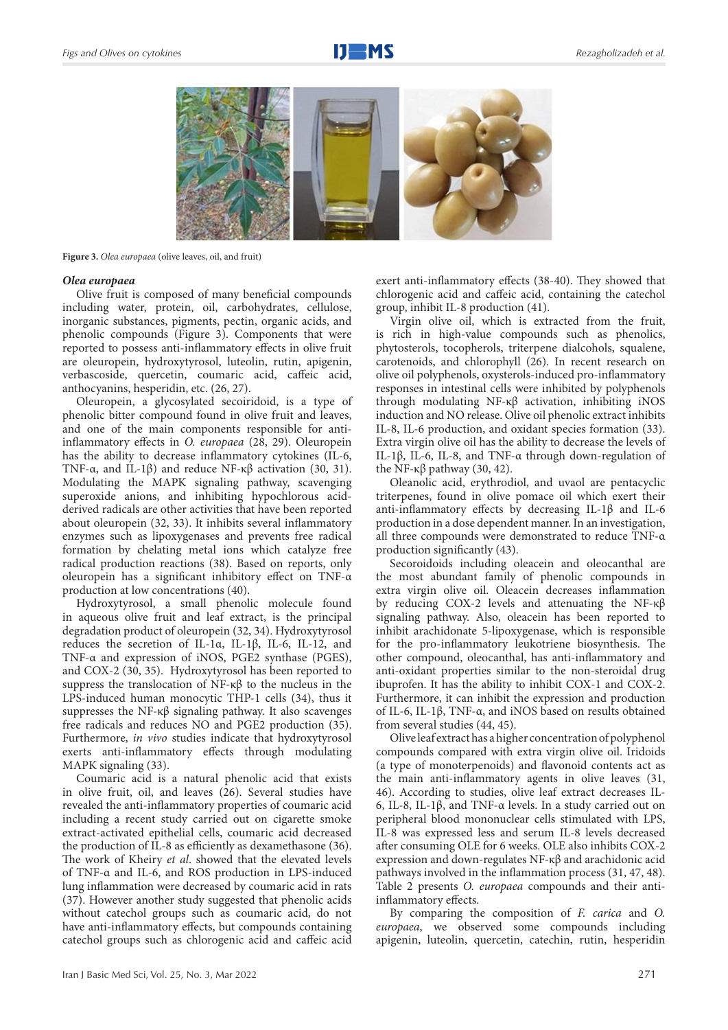**Figure 3.** *Olea europaea* (olive leaves, oil, and fruit)

### *Olea europaea*

Olive fruit is composed of many beneficial compounds including water, protein, oil, carbohydrates, cellulose, inorganic substances, pigments, pectin, organic acids, and phenolic compounds (Figure 3). Components that were reported to possess anti-inflammatory effects in olive fruit are oleuropein, hydroxytyrosol, luteolin, rutin, apigenin, verbascoside, quercetin, coumaric acid, caffeic acid, anthocyanins, hesperidin, etc. (26, 27).

Oleuropein, a glycosylated secoiridoid, is a type of phenolic bitter compound found in olive fruit and leaves, and one of the main components responsible for anti-inflammatory effects in *O. europaea* (28, 29). Oleuropein has the ability to decrease inflammatory cytokines (IL-6, TNF-α, and IL-1β) and reduce NF-κβ activation (30, 31). Modulating the MAPK signaling pathway, scavenging superoxide anions, and inhibiting hypochlorous acid-derived radicals are other activities that have been reported about oleuropein (32, 33). It inhibits several inflammatory enzymes such as lipoxygenases and prevents free radical formation by chelating metal ions which catalyze free radical production reactions (38). Based on reports, only oleuropein has a significant inhibitory effect on TNF-α production at low concentrations (40).

Hydroxytyrosol, a small phenolic molecule found in aqueous olive fruit and leaf extract, is the principal degradation product of oleuropein (32, 34). Hydroxytyrosol reduces the secretion of IL-1α, IL-1β, IL-6, IL-12, and TNF-α and expression of iNOS, PGE2 synthase (PGES), and COX-2 (30, 35). Hydroxytyrosol has been reported to suppress the translocation of NF-κβ to the nucleus in the LPS-induced human monocytic THP-1 cells (34), thus it suppresses the NF-κβ signaling pathway. It also scavenges free radicals and reduces NO and PGE2 production (35). Furthermore, *in vivo* studies indicate that hydroxytyrosol exerts anti-inflammatory effects through modulating MAPK signaling (33).

Coumaric acid is a natural phenolic acid that exists in olive fruit, oil, and leaves (26). Several studies have revealed the anti-inflammatory properties of coumaric acid including a recent study carried out on cigarette smoke extract-activated epithelial cells, coumaric acid decreased the production of IL-8 as efficiently as dexamethasone (36). The work of Kheiry *et al*. showed that the elevated levels of TNF-α and IL-6, and ROS production in LPS-induced lung inflammation were decreased by coumaric acid in rats (37). However another study suggested that phenolic acids without catechol groups such as coumaric acid, do not have anti-inflammatory effects, but compounds containing catechol groups such as chlorogenic acid and caffeic acid exert anti-inflammatory effects (38-40). They showed that chlorogenic acid and caffeic acid, containing the catechol group, inhibit IL-8 production (41).

Virgin olive oil, which is extracted from the fruit, is rich in high-value compounds such as phenolics, phytosterols, tocopherols, triterpene dialcohols, squalene, carotenoids, and chlorophyll (26). In recent research on olive oil polyphenols, oxysterols-induced pro-inflammatory responses in intestinal cells were inhibited by polyphenols through modulating NF-κβ activation, inhibiting iNOS induction and NO release. Olive oil phenolic extract inhibits IL-8, IL-6 production, and oxidant species formation (33). Extra virgin olive oil has the ability to decrease the levels of IL-1β, IL-6, IL-8, and TNF-α through down-regulation of the NF-κβ pathway (30, 42).

Oleanolic acid, erythrodiol, and uvaol are pentacyclic triterpenes, found in olive pomace oil which exert their anti-inflammatory effects by decreasing IL-1β and IL-6 production in a dose dependent manner. In an investigation, all three compounds were demonstrated to reduce TNF-α production significantly (43).

Secoroidoids including oleacein and oleocanthal are the most abundant family of phenolic compounds in extra virgin olive oil. Oleacein decreases inflammation by reducing COX-2 levels and attenuating the NF-κβ signaling pathway. Also, oleacein has been reported to inhibit arachidonate 5-lipoxygenase, which is responsible for the pro-inflammatory leukotriene biosynthesis. The other compound, oleocanthal, has anti-inflammatory and anti-oxidant properties similar to the non-steroidal drug ibuprofen. It has the ability to inhibit COX-1 and COX-2. Furthermore, it can inhibit the expression and production of IL-6, IL-1β, TNF-α, and iNOS based on results obtained from several studies (44, 45).

Olive leaf extract has a higher concentration of polyphenol compounds compared with extra virgin olive oil. Iridoids (a type of monoterpenoids) and flavonoid contents act as the main anti-inflammatory agents in olive leaves (31, 46). According to studies, olive leaf extract decreases IL-6, IL-8, IL-1β, and TNF-α levels. In a study carried out on peripheral blood mononuclear cells stimulated with LPS, IL-8 was expressed less and serum IL-8 levels decreased after consuming OLE for 6 weeks. OLE also inhibits COX-2 expression and down-regulates NF-κβ and arachidonic acid pathways involved in the inflammation process (31, 47, 48). Table 2 presents *O. europaea* compounds and their anti-inflammatory effects.

By comparing the composition of *F. carica* and *O. europaea*, we observed some compounds including apigenin, luteolin, quercetin, catechin, rutin, hesperidin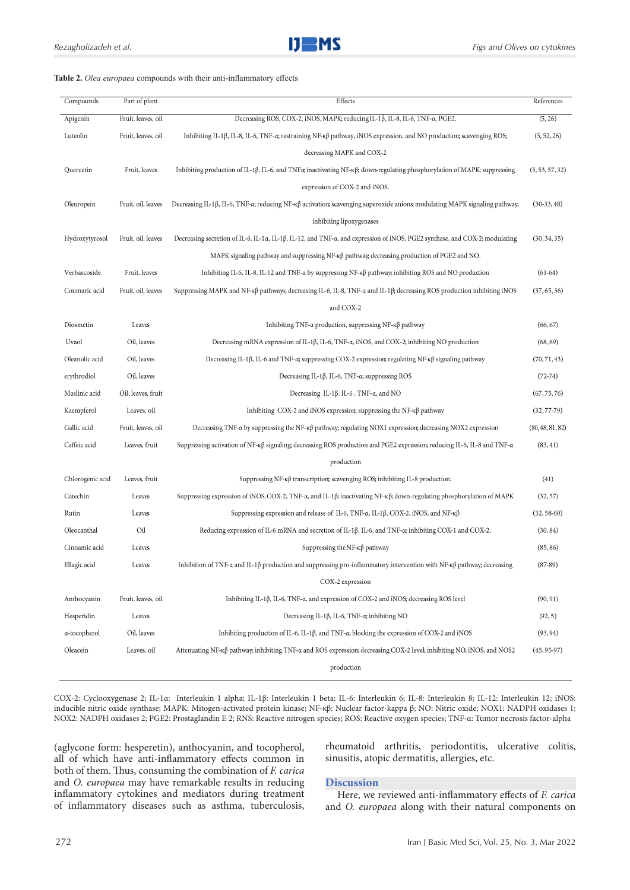**Table 2.** *Olea europaea* compounds with their anti-inflammatory effects

| Compounds | Part of plant | Effects | References |
|---|---|---|---|
| Apigenin | Fruit, leaves, oil | Decreasing ROS, COX-2, iNOS, MAPK; reducing IL-1β, IL-8, IL-6, TNF-α, PGE2. | (5, 26) |
| Luteolin | Fruit, leaves, oil | Inhibiting IL-1β, IL-8, IL-6, TNF-α; restraining NF-κβ pathway, iNOS expression, and NO production; scavenging ROS; decreasing MAPK and COX-2 | (5, 52, 26) |
| Quercetin | Fruit, leaves | Inhibiting production of IL-1β, IL-6, and TNFα; inactivating NF-κβ; down-regulating phosphorylation of MAPK; suppressing expression of COX-2 and iNOS. | (5, 53, 57, 32) |
| Oleuropein | Fruit, oil, leaves | Decreasing IL-1β, IL-6, TNF-α; reducing NF-κβ activation; scavenging superoxide anions; modulating MAPK signaling pathway; inhibiting lipoxygenases | (30-33, 48) |
| Hydroxytyrosol | Fruit, oil, leaves | Decreasing secretion of IL-6, IL-1α, IL-1β, IL-12, and TNF-α, and expression of iNOS, PGE2 synthase, and COX-2; modulating MAPK signaling pathway and suppressing NF-κβ pathway; decreasing production of PGE2 and NO. | (30, 34, 35) |
| Verbascoside | Fruit, leaves | Inhibiting IL-6, IL-8, IL-12 and TNF-α by suppressing NF-κβ pathway; inhibiting ROS and NO production | (61-64) |
| Coumaric acid | Fruit, oil, leaves | Suppressing MAPK and NF-κβ pathways; decreasing IL-6, IL-8, TNF-α and IL-1β; decreasing ROS production inhibiting iNOS and COX-2 | (37, 65, 36) |
| Diosmetin | Leaves | Inhibiting TNF-α production, suppressing NF-κβ pathway | (66, 67) |
| Uvaol | Oil, leaves | Decreasing mRNA expression of IL-1β, IL-6, TNF-α, iNOS, and COX-2; inhibiting NO production | (68, 69) |
| Oleanolic acid | Oil, leaves | Decreasing IL-1β, IL-6 and TNF-α; suppressing COX-2 expression; regulating NF-κβ signaling pathway | (70, 71, 43) |
| erythrodiol | Oil, leaves | Decreasing IL-1β, IL-6, TNF-α; suppressing ROS | (72-74) |
| Maslinic acid | Oil, leaves, fruit | Decreasing IL-1β, IL-6 , TNF-α, and NO | (67, 75, 76) |
| Kaempferol | Leaves, oil | Inhibiting COX-2 and iNOS expression; suppressing the NF-κβ pathway | (32, 77-79) |
| Gallic acid | Fruit, leaves, oil | Decreasing TNF-α by suppressing the NF-κβ pathway; regulating NOX1 expression; decreasing NOX2 expression | (80, 48, 81, 82) |
| Caffeic acid | Leaves, fruit | Suppressing activation of NF-κβ signaling; decreasing ROS production and PGE2 expression; reducing IL-6, IL-8 and TNF-α production | (83, 41) |
| Chlorogenic acid | Leaves, fruit | Suppressing NF-κβ transcription; scavenging ROS; inhibiting IL-8 production. | (41) |
| Catechin | Leaves | Suppressing expression of iNOS, COX-2, TNF-α, and IL-1β; inactivating NF-κβ; down-regulating phosphorylation of MAPK | (32, 57) |
| Rutin | Leaves | Suppressing expression and release of IL-6, TNF-α, IL-1β, COX-2, iNOS, and NF-κβ | (32, 58-60) |
| Oleocanthal | Oil | Reducing expression of IL-6 mRNA and secretion of IL-1β, IL-6, and TNF-α; inhibiting COX-1 and COX-2. | (30, 84) |
| Cinnamic acid | Leaves | Suppressing the NF-κβ pathway | (85, 86) |
| Ellagic acid | Leaves | Inhibition of TNF-α and IL-1β production and suppressing pro-inflammatory intervention with NF-κβ pathway; decreasing COX-2 expression | (87-89) |
| Anthocyanin | Fruit, leaves, oil | Inhibiting IL-1β, IL-6, TNF-α, and expression of COX-2 and iNOS; decreasing ROS level | (90, 91) |
| Hesperidin | Leaves | Decreasing IL-1β, IL-6, TNF-α; inhibiting NO | (92, 5) |
| α-tocopherol | Oil, leaves | Inhibiting production of IL-6, IL-1β, and TNF-α; blocking the expression of COX-2 and iNOS | (93, 94) |
| Oleacein | Leaves, oil | Attenuating NF-κβ pathway; inhibiting TNF-α and ROS expression; decreasing COX-2 level; inhibiting NO, iNOS, and NOS2 production | (45, 95-97) |

COX-2: Cyclooxygenase 2; IL-1α: Interleukin 1 alpha; IL-1β: Interleukin 1 beta; IL-6: Interleukin 6; IL-8: Interleukin 8; IL-12: Interleukin 12; iNOS: inducible nitric oxide synthase; MAPK: Mitogen-activated protein kinase; NF-κβ: Nuclear factor-kappa β; NO: Nitric oxide; NOX1: NADPH oxidases 1; NOX2: NADPH oxidases 2; PGE2: Prostaglandin E 2; RNS: Reactive nitrogen species; ROS: Reactive oxygen species; TNF-α: Tumor necrosis factor-alpha

(aglycone form: hesperetin), anthocyanin, and tocopherol, all of which have anti-inflammatory effects common in both of them. Thus, consuming the combination of *F. carica* and *O. europaea* may have remarkable results in reducing inflammatory cytokines and mediators during treatment of inflammatory diseases such as asthma, tuberculosis, rheumatoid arthritis, periodontitis, ulcerative colitis, sinusitis, atopic dermatitis, allergies, etc.

## Discussion

Here, we reviewed anti-inflammatory effects of *F. carica* and *O. europaea* along with their natural components on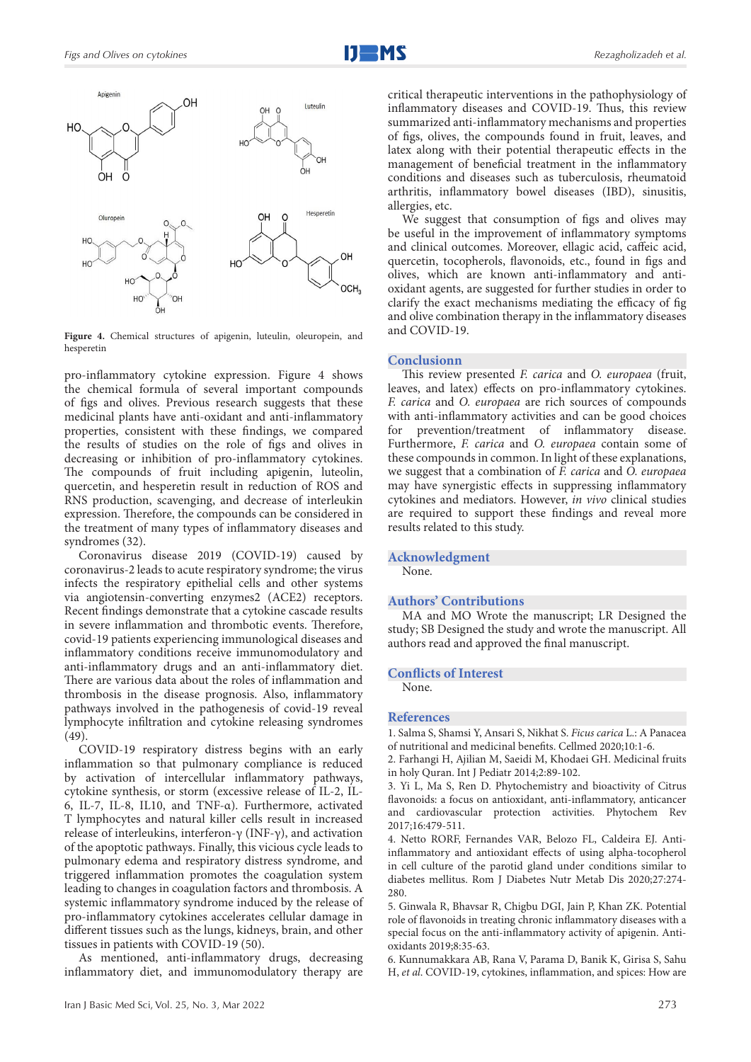Figure 4. Chemical structures of apigenin, luteulin, oleuropein, and hesperetin

pro-inflammatory cytokine expression. Figure 4 shows the chemical formula of several important compounds of figs and olives. Previous research suggests that these medicinal plants have anti-oxidant and anti-inflammatory properties, consistent with these findings, we compared the results of studies on the role of figs and olives in decreasing or inhibition of pro-inflammatory cytokines. The compounds of fruit including apigenin, luteolin, quercetin, and hesperetin result in reduction of ROS and RNS production, scavenging, and decrease of interleukin expression. Therefore, the compounds can be considered in the treatment of many types of inflammatory diseases and syndromes (32).

Coronavirus disease 2019 (COVID-19) caused by coronavirus-2 leads to acute respiratory syndrome; the virus infects the respiratory epithelial cells and other systems via angiotensin-converting enzymes2 (ACE2) receptors. Recent findings demonstrate that a cytokine cascade results in severe inflammation and thrombotic events. Therefore, covid-19 patients experiencing immunological diseases and inflammatory conditions receive immunomodulatory and anti-inflammatory drugs and an anti-inflammatory diet. There are various data about the roles of inflammation and thrombosis in the disease prognosis. Also, inflammatory pathways involved in the pathogenesis of covid-19 reveal lymphocyte infiltration and cytokine releasing syndromes (49).

COVID-19 respiratory distress begins with an early inflammation so that pulmonary compliance is reduced by activation of intercellular inflammatory pathways, cytokine synthesis, or storm (excessive release of IL-2, IL-6, IL-7, IL-8, IL10, and TNF-α). Furthermore, activated T lymphocytes and natural killer cells result in increased release of interleukins, interferon-γ (INF-γ), and activation of the apoptotic pathways. Finally, this vicious cycle leads to pulmonary edema and respiratory distress syndrome, and triggered inflammation promotes the coagulation system leading to changes in coagulation factors and thrombosis. A systemic inflammatory syndrome induced by the release of pro-inflammatory cytokines accelerates cellular damage in different tissues such as the lungs, kidneys, brain, and other tissues in patients with COVID-19 (50).

As mentioned, anti-inflammatory drugs, decreasing inflammatory diet, and immunomodulatory therapy are critical therapeutic interventions in the pathophysiology of inflammatory diseases and COVID-19. Thus, this review summarized anti-inflammatory mechanisms and properties of figs, olives, the compounds found in fruit, leaves, and latex along with their potential therapeutic effects in the management of beneficial treatment in the inflammatory conditions and diseases such as tuberculosis, rheumatoid arthritis, inflammatory bowel diseases (IBD), sinusitis, allergies, etc.

We suggest that consumption of figs and olives may be useful in the improvement of inflammatory symptoms and clinical outcomes. Moreover, ellagic acid, caffeic acid, quercetin, tocopherols, flavonoids, etc., found in figs and olives, which are known anti-inflammatory and anti-oxidant agents, are suggested for further studies in order to clarify the exact mechanisms mediating the efficacy of fig and olive combination therapy in the inflammatory diseases and COVID-19.

## Conclusion

This review presented *F. carica* and *O. europaea* (fruit, leaves, and latex) effects on pro-inflammatory cytokines. *F. carica* and *O. europaea* are rich sources of compounds with anti-inflammatory activities and can be good choices for prevention/treatment of inflammatory disease. Furthermore, *F. carica* and *O. europaea* contain some of these compounds in common. In light of these explanations, we suggest that a combination of *F. carica* and *O. europaea* may have synergistic effects in suppressing inflammatory cytokines and mediators. However, *in vivo* clinical studies are required to support these findings and reveal more results related to this study.

## Acknowledgment

None.

## Authors' Contributions

MA and MO Wrote the manuscript; LR Designed the study; SB Designed the study and wrote the manuscript. All authors read and approved the final manuscript.

## Conflicts of Interest

None.

## References

1. Salma S, Shamsi Y, Ansari S, Nikhat S. *Ficus carica* L.: A Panacea of nutritional and medicinal benefits. Cellmed 2020;10:1-6.
2. Farhangi H, Ajilian M, Saeidi M, Khodaei GH. Medicinal fruits in holy Quran. Int J Pediatr 2014;2:89-102.
3. Yi L, Ma S, Ren D. Phytochemistry and bioactivity of Citrus flavonoids: a focus on antioxidant, anti-inflammatory, anticancer and cardiovascular protection activities. Phytochem Rev 2017;16:479-511.
4. Netto RORF, Fernandes VAR, Belozo FL, Caldeira EJ. Anti-inflammatory and antioxidant effects of using alpha-tocopherol in cell culture of the parotid gland under conditions similar to diabetes mellitus. Rom J Diabetes Nutr Metab Dis 2020;27:274-280.
5. Ginwala R, Bhavsar R, Chigbu DGI, Jain P, Khan ZK. Potential role of flavonoids in treating chronic inflammatory diseases with a special focus on the anti-inflammatory activity of apigenin. Antioxidants 2019;8:35-63.
6. Kunnumakkara AB, Rana V, Parama D, Banik K, Girisa S, Sahu H, *et al.* COVID-19, cytokines, inflammation, and spices: How are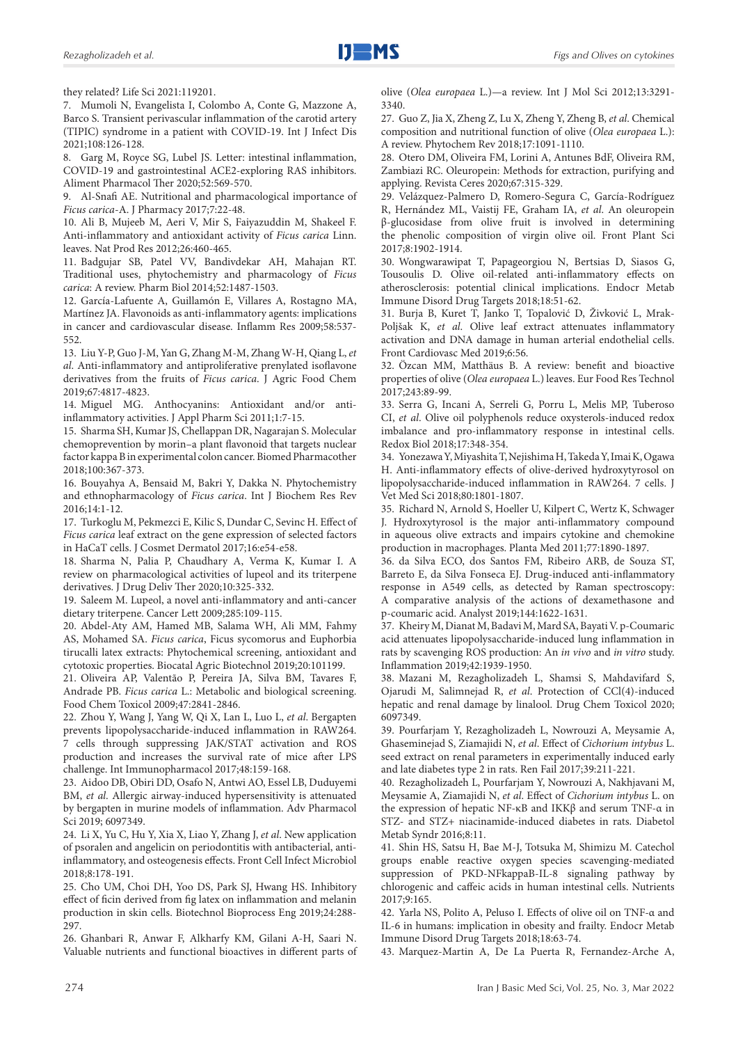they related? Life Sci 2021:119201.

7. Mumoli N, Evangelista I, Colombo A, Conte G, Mazzone A, Barco S. Transient perivascular inflammation of the carotid artery (TIPIC) syndrome in a patient with COVID-19. Int J Infect Dis 2021;108:126-128.

8. Garg M, Royce SG, Lubel JS. Letter: intestinal inflammation, COVID-19 and gastrointestinal ACE2-exploring RAS inhibitors. Aliment Pharmacol Ther 2020;52:569-570.

9. Al-Snafi AE. Nutritional and pharmacological importance of *Ficus carica*-A. J Pharmacy 2017;7:22-48.

10. Ali B, Mujeeb M, Aeri V, Mir S, Faiyazuddin M, Shakeel F. Anti-inflammatory and antioxidant activity of *Ficus carica* Linn. leaves. Nat Prod Res 2012;26:460-465.

11. Badgujar SB, Patel VV, Bandivdekar AH, Mahajan RT. Traditional uses, phytochemistry and pharmacology of *Ficus carica*: A review. Pharm Biol 2014;52:1487-1503.

12. García-Lafuente A, Guillamón E, Villares A, Rostagno MA, Martínez JA. Flavonoids as anti-inflammatory agents: implications in cancer and cardiovascular disease. Inflamm Res 2009;58:537-552.

13. Liu Y-P, Guo J-M, Yan G, Zhang M-M, Zhang W-H, Qiang L, *et al*. Anti-inflammatory and antiproliferative prenylated isoflavone derivatives from the fruits of *Ficus carica*. J Agric Food Chem 2019;67:4817-4823.

14. Miguel MG. Anthocyanins: Antioxidant and/or anti-inflammatory activities. J Appl Pharm Sci 2011;1:7-15.

15. Sharma SH, Kumar JS, Chellappan DR, Nagarajan S. Molecular chemoprevention by morin–a plant flavonoid that targets nuclear factor kappa B in experimental colon cancer. Biomed Pharmacother 2018;100:367-373.

16. Bouyahya A, Bensaid M, Bakri Y, Dakka N. Phytochemistry and ethnopharmacology of *Ficus carica*. Int J Biochem Res Rev 2016;14:1-12.

17. Turkoglu M, Pekmezci E, Kilic S, Dundar C, Sevinc H. Effect of *Ficus carica* leaf extract on the gene expression of selected factors in HaCaT cells. J Cosmet Dermatol 2017;16:e54-e58.

18. Sharma N, Palia P, Chaudhary A, Verma K, Kumar I. A review on pharmacological activities of lupeol and its triterpene derivatives. J Drug Deliv Ther 2020;10:325-332.

19. Saleem M. Lupeol, a novel anti-inflammatory and anti-cancer dietary triterpene. Cancer Lett 2009;285:109-115.

20. Abdel-Aty AM, Hamed MB, Salama WH, Ali MM, Fahmy AS, Mohamed SA. *Ficus carica*, Ficus sycomorus and Euphorbia tirucalli latex extracts: Phytochemical screening, antioxidant and cytotoxic properties. Biocatal Agric Biotechnol 2019;20:101199.

21. Oliveira AP, Valentão P, Pereira JA, Silva BM, Tavares F, Andrade PB. *Ficus carica* L.: Metabolic and biological screening. Food Chem Toxicol 2009;47:2841-2846.

22. Zhou Y, Wang J, Yang W, Qi X, Lan L, Luo L, *et al.* Bergapten prevents lipopolysaccharide-induced inflammation in RAW264.7 cells through suppressing JAK/STAT activation and ROS production and increases the survival rate of mice after LPS challenge. Int Immunopharmacol 2017;48:159-168.

23. Aidoo DB, Obiri DD, Osafo N, Antwi AO, Essel LB, Duduyemi BM, *et al*. Allergic airway-induced hypersensitivity is attenuated by bergapten in murine models of inflammation. Adv Pharmacol Sci 2019; 6097349.

24. Li X, Yu C, Hu Y, Xia X, Liao Y, Zhang J, *et al*. New application of psoralen and angelicin on periodontitis with antibacterial, anti-inflammatory, and osteogenesis effects. Front Cell Infect Microbiol 2018;8:178-191.

25. Cho UM, Choi DH, Yoo DS, Park SJ, Hwang HS. Inhibitory effect of ficin derived from fig latex on inflammation and melanin production in skin cells. Biotechnol Bioprocess Eng 2019;24:288-297.

26. Ghanbari R, Anwar F, Alkharfy KM, Gilani A-H, Saari N. Valuable nutrients and functional bioactives in different parts of olive (*Olea europaea* L.)—a review. Int J Mol Sci 2012;13:3291-3340.

27. Guo Z, Jia X, Zheng Z, Lu X, Zheng Y, Zheng B, *et al*. Chemical composition and nutritional function of olive (*Olea europaea* L.): A review. Phytochem Rev 2018;17:1091-1110.

28. Otero DM, Oliveira FM, Lorini A, Antunes BdF, Oliveira RM, Zambiazi RC. Oleuropein: Methods for extraction, purifying and applying. Revista Ceres 2020;67:315-329.

29. Velázquez-Palmero D, Romero-Segura C, García-Rodríguez R, Hernández ML, Vaistij FE, Graham IA, *et al*. An oleuropein β-glucosidase from olive fruit is involved in determining the phenolic composition of virgin olive oil. Front Plant Sci 2017;8:1902-1914.

30. Wongwarawipat T, Papageorgiou N, Bertsias D, Siasos G, Tousoulis D. Olive oil-related anti-inflammatory effects on atherosclerosis: potential clinical implications. Endocr Metab Immune Disord Drug Targets 2018;18:51-62.

31. Burja B, Kuret T, Janko T, Topalović D, Živković L, Mrak-Poljšak K, *et al.* Olive leaf extract attenuates inflammatory activation and DNA damage in human arterial endothelial cells. Front Cardiovasc Med 2019;6:56.

32. Özcan MM, Matthäus B. A review: benefit and bioactive properties of olive (*Olea europaea* L.) leaves. Eur Food Res Technol 2017;243:89-99.

33. Serra G, Incani A, Serreli G, Porru L, Melis MP, Tuberoso CI, *et al*. Olive oil polyphenols reduce oxysterols-induced redox imbalance and pro-inflammatory response in intestinal cells. Redox Biol 2018;17:348-354.

34. Yonezawa Y, Miyashita T, Nejishima H, Takeda Y, Imai K, Ogawa H. Anti-inflammatory effects of olive-derived hydroxytyrosol on lipopolysaccharide-induced inflammation in RAW264.7 cells. J Vet Med Sci 2018;80:1801-1807.

35. Richard N, Arnold S, Hoeller U, Kilpert C, Wertz K, Schwager J. Hydroxytyrosol is the major anti-inflammatory compound in aqueous olive extracts and impairs cytokine and chemokine production in macrophages. Planta Med 2011;77:1890-1897.

36. da Silva ECO, dos Santos FM, Ribeiro ARB, de Souza ST, Barreto E, da Silva Fonseca EJ. Drug-induced anti-inflammatory response in A549 cells, as detected by Raman spectroscopy: A comparative analysis of the actions of dexamethasone and p-coumaric acid. Analyst 2019;144:1622-1631.

37. Kheiry M, Dianat M, Badavi M, Mard SA, Bayati V. p-Coumaric acid attenuates lipopolysaccharide-induced lung inflammation in rats by scavenging ROS production: An *in vivo* and *in vitro* study. Inflammation 2019;42:1939-1950.

38. Mazani M, Rezagholizadeh L, Shamsi S, Mahdavifard S, Ojarudi M, Salimnejad R, *et al*. Protection of CCl(4)-induced hepatic and renal damage by linalool. Drug Chem Toxicol 2020; 6097349.

39. Pourfarjam Y, Rezagholizadeh L, Nowrouzi A, Meysamie A, Ghaseminejad S, Ziamajidi N, *et al*. Effect of *Cichorium intybus* L. seed extract on renal parameters in experimentally induced early and late diabetes type 2 in rats. Ren Fail 2017;39:211-221.

40. Rezagholizadeh L, Pourfarjam Y, Nowrouzi A, Nakhjavani M, Meysamie A, Ziamajidi N, *et al*. Effect of *Cichorium intybus* L. on the expression of hepatic NF-κB and IKKβ and serum TNF-α in STZ- and STZ+ niacinamide-induced diabetes in rats. Diabetol Metab Syndr 2016;8:11.

41. Shin HS, Satsu H, Bae M-J, Totsuka M, Shimizu M. Catechol groups enable reactive oxygen species scavenging-mediated suppression of PKD-NFkappaB-IL-8 signaling pathway by chlorogenic and caffeic acids in human intestinal cells. Nutrients 2017;9:165.

42. Yarla NS, Polito A, Peluso I. Effects of olive oil on TNF-α and IL-6 in humans: implication in obesity and frailty. Endocr Metab Immune Disord Drug Targets 2018;18:63-74.

43. Marquez-Martin A, De La Puerta R, Fernandez-Arche A,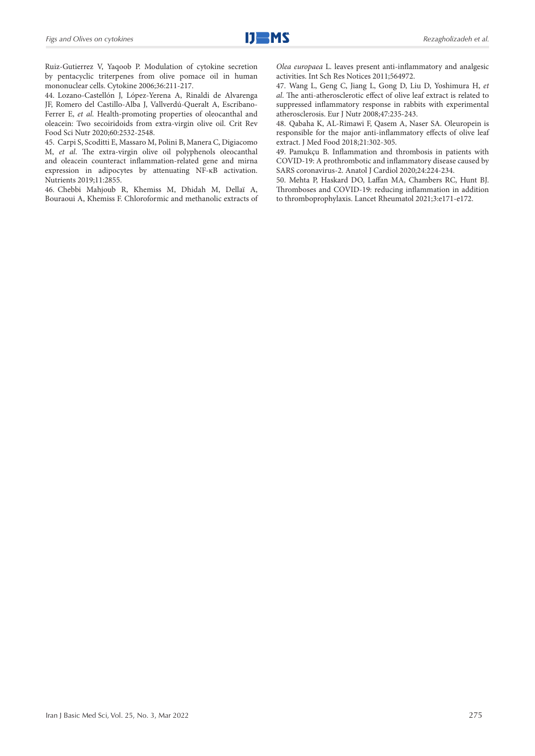Ruiz-Gutierrez V, Yaqoob P. Modulation of cytokine secretion by pentacyclic triterpenes from olive pomace oil in human mononuclear cells. Cytokine 2006;36:211-217.

44. Lozano-Castellón J, López-Yerena A, Rinaldi de Alvarenga JF, Romero del Castillo-Alba J, Vallverdú-Queralt A, Escribano-Ferrer E, *et al*. Health-promoting properties of oleocanthal and oleacein: Two secoiridoids from extra-virgin olive oil. Crit Rev Food Sci Nutr 2020;60:2532-2548.

45. Carpi S, Scoditti E, Massaro M, Polini B, Manera C, Digiacomo M, *et al*. The extra-virgin olive oil polyphenols oleocanthal and oleacein counteract inflammation-related gene and mirna expression in adipocytes by attenuating NF-κB activation. Nutrients 2019;11:2855.

46. Chebbi Mahjoub R, Khemiss M, Dhidah M, Dellaï A, Bouraoui A, Khemiss F. Chloroformic and methanolic extracts of *Olea europaea* L. leaves present anti-inflammatory and analgesic activities. Int Sch Res Notices 2011;564972.

47. Wang L, Geng C, Jiang L, Gong D, Liu D, Yoshimura H, *et al*. The anti-atherosclerotic effect of olive leaf extract is related to suppressed inflammatory response in rabbits with experimental atherosclerosis. Eur J Nutr 2008;47:235-243.

48. Qabaha K, AL-Rimawi F, Qasem A, Naser SA. Oleuropein is responsible for the major anti-inflammatory effects of olive leaf extract. J Med Food 2018;21:302-305.

49. Pamukçu B. Inflammation and thrombosis in patients with COVID-19: A prothrombotic and inflammatory disease caused by SARS coronavirus-2. Anatol J Cardiol 2020;24:224-234.

50. Mehta P, Haskard DO, Laffan MA, Chambers RC, Hunt BJ. Thromboses and COVID-19: reducing inflammation in addition to thromboprophylaxis. Lancet Rheumatol 2021;3:e171-e172.